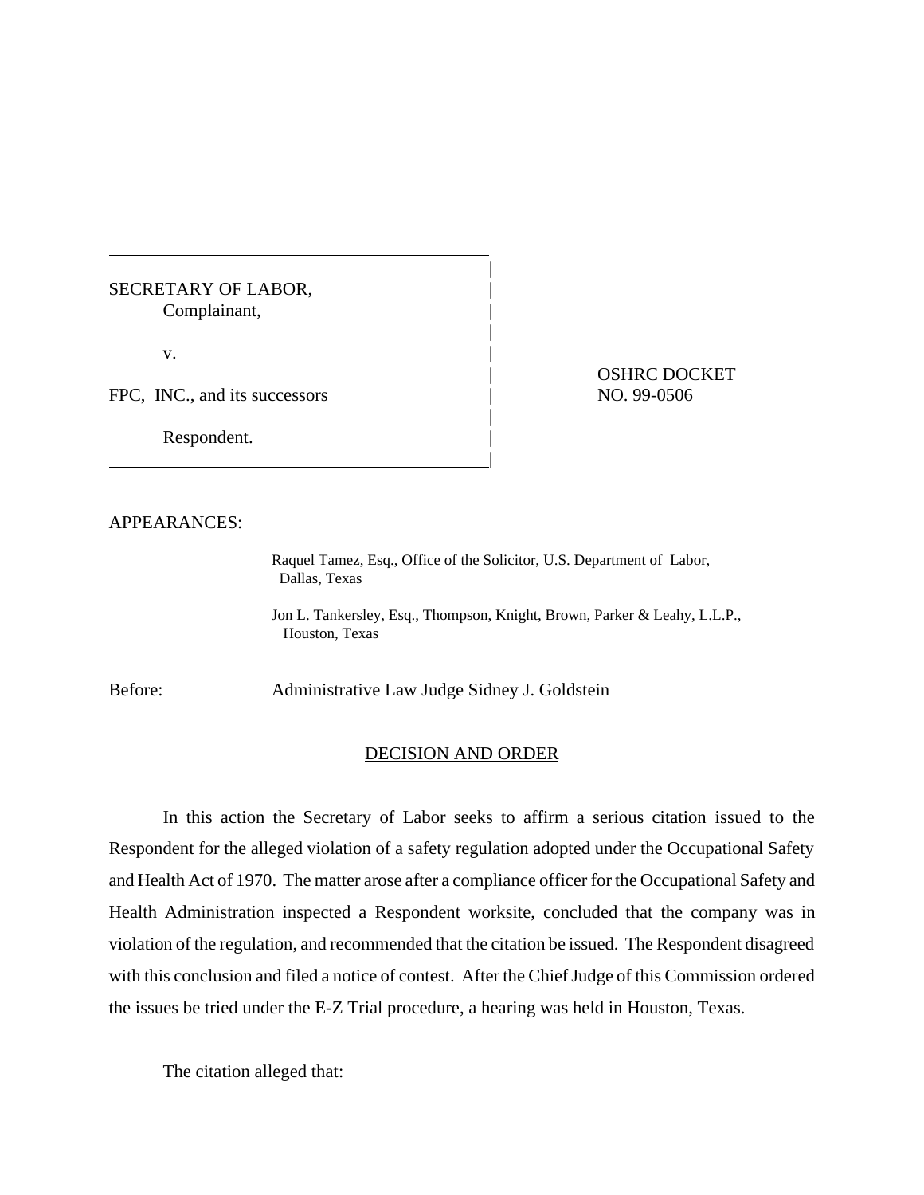SECRETARY OF LABOR,
Complainant,

v.

FPC, INC., and its successors

Respondent.

OSHRC DOCKET NO. 99-0506

APPEARANCES:

Raquel Tamez, Esq., Office of the Solicitor, U.S. Department of Labor, Dallas, Texas

Jon L. Tankersley, Esq., Thompson, Knight, Brown, Parker & Leahy, L.L.P., Houston, Texas

Before: Administrative Law Judge Sidney J. Goldstein

## DECISION AND ORDER

In this action the Secretary of Labor seeks to affirm a serious citation issued to the Respondent for the alleged violation of a safety regulation adopted under the Occupational Safety and Health Act of 1970. The matter arose after a compliance officer for the Occupational Safety and Health Administration inspected a Respondent worksite, concluded that the company was in violation of the regulation, and recommended that the citation be issued. The Respondent disagreed with this conclusion and filed a notice of contest. After the Chief Judge of this Commission ordered the issues be tried under the E-Z Trial procedure, a hearing was held in Houston, Texas.

The citation alleged that: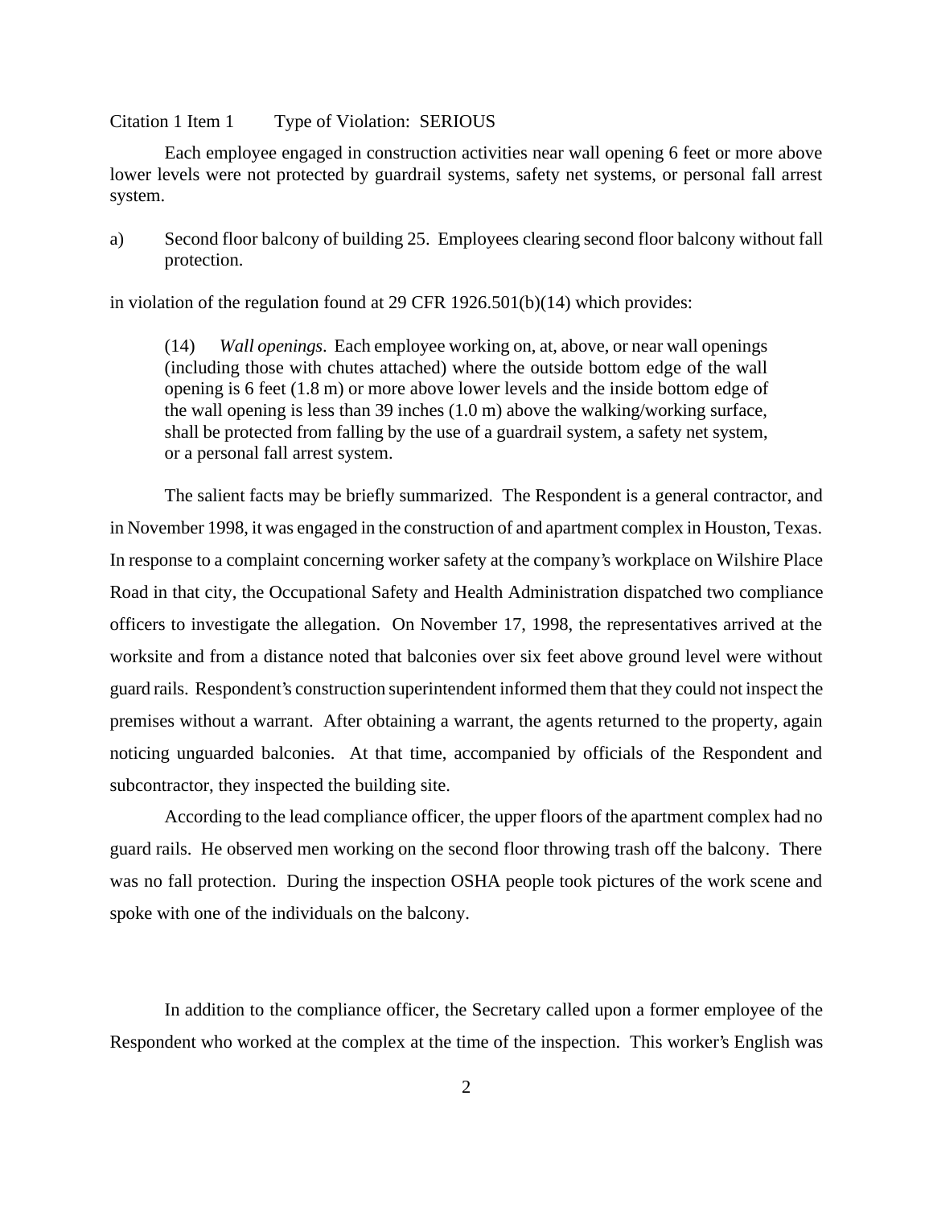Citation 1 Item 1 Type of Violation: SERIOUS

Each employee engaged in construction activities near wall opening 6 feet or more above lower levels were not protected by guardrail systems, safety net systems, or personal fall arrest system.

a) Second floor balcony of building 25. Employees clearing second floor balcony without fall protection.

in violation of the regulation found at 29 CFR 1926.501(b)(14) which provides:

> (14) *Wall openings*. Each employee working on, at, above, or near wall openings (including those with chutes attached) where the outside bottom edge of the wall opening is 6 feet (1.8 m) or more above lower levels and the inside bottom edge of the wall opening is less than 39 inches (1.0 m) above the walking/working surface, shall be protected from falling by the use of a guardrail system, a safety net system, or a personal fall arrest system.

The salient facts may be briefly summarized. The Respondent is a general contractor, and in November 1998, it was engaged in the construction of and apartment complex in Houston, Texas. In response to a complaint concerning worker safety at the company's workplace on Wilshire Place Road in that city, the Occupational Safety and Health Administration dispatched two compliance officers to investigate the allegation. On November 17, 1998, the representatives arrived at the worksite and from a distance noted that balconies over six feet above ground level were without guard rails. Respondent's construction superintendent informed them that they could not inspect the premises without a warrant. After obtaining a warrant, the agents returned to the property, again noticing unguarded balconies. At that time, accompanied by officials of the Respondent and subcontractor, they inspected the building site.

According to the lead compliance officer, the upper floors of the apartment complex had no guard rails. He observed men working on the second floor throwing trash off the balcony. There was no fall protection. During the inspection OSHA people took pictures of the work scene and spoke with one of the individuals on the balcony.

In addition to the compliance officer, the Secretary called upon a former employee of the Respondent who worked at the complex at the time of the inspection. This worker's English was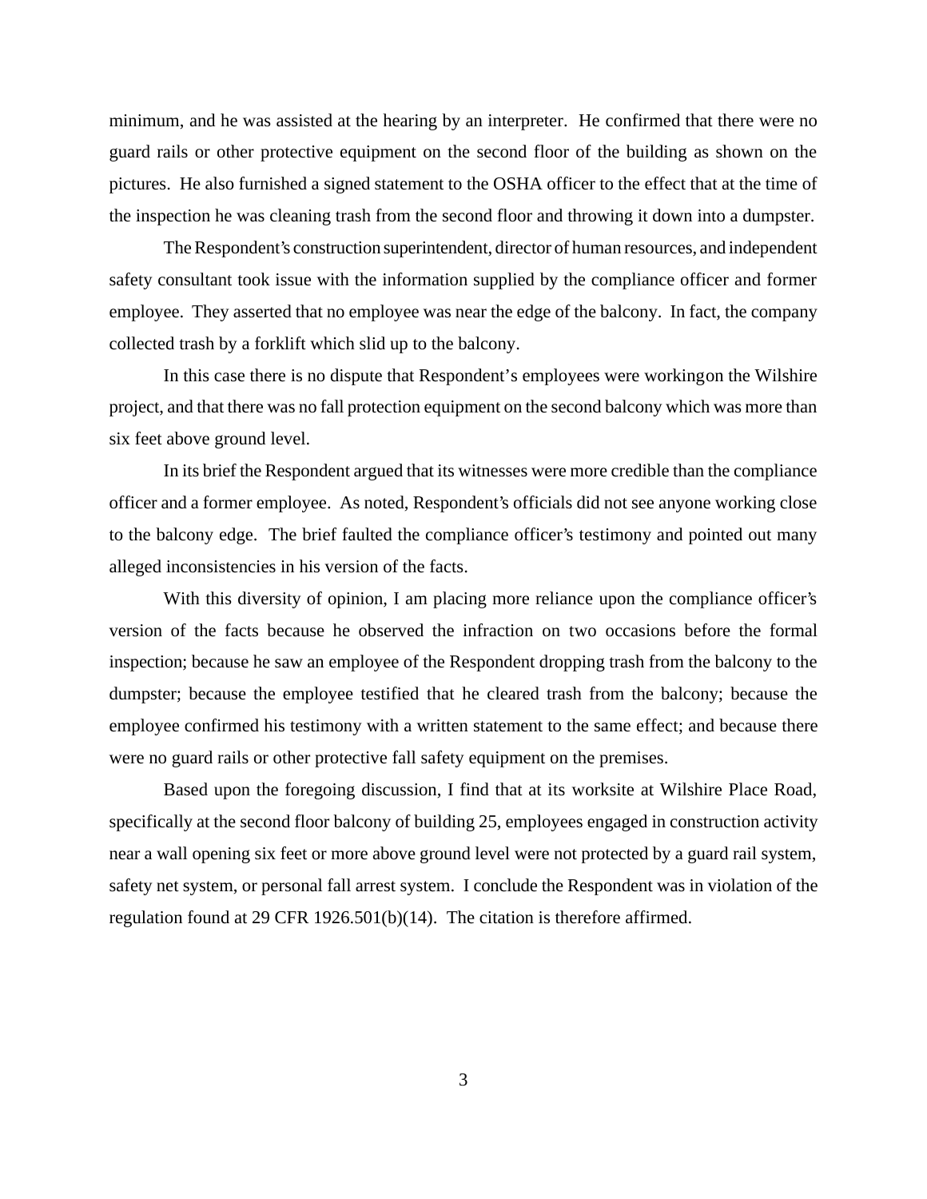minimum, and he was assisted at the hearing by an interpreter. He confirmed that there were no guard rails or other protective equipment on the second floor of the building as shown on the pictures. He also furnished a signed statement to the OSHA officer to the effect that at the time of the inspection he was cleaning trash from the second floor and throwing it down into a dumpster.

The Respondent's construction superintendent, director of human resources, and independent safety consultant took issue with the information supplied by the compliance officer and former employee. They asserted that no employee was near the edge of the balcony. In fact, the company collected trash by a forklift which slid up to the balcony.

In this case there is no dispute that Respondent's employees were working on the Wilshire project, and that there was no fall protection equipment on the second balcony which was more than six feet above ground level.

In its brief the Respondent argued that its witnesses were more credible than the compliance officer and a former employee. As noted, Respondent's officials did not see anyone working close to the balcony edge. The brief faulted the compliance officer's testimony and pointed out many alleged inconsistencies in his version of the facts.

With this diversity of opinion, I am placing more reliance upon the compliance officer's version of the facts because he observed the infraction on two occasions before the formal inspection; because he saw an employee of the Respondent dropping trash from the balcony to the dumpster; because the employee testified that he cleared trash from the balcony; because the employee confirmed his testimony with a written statement to the same effect; and because there were no guard rails or other protective fall safety equipment on the premises.

Based upon the foregoing discussion, I find that at its worksite at Wilshire Place Road, specifically at the second floor balcony of building 25, employees engaged in construction activity near a wall opening six feet or more above ground level were not protected by a guard rail system, safety net system, or personal fall arrest system. I conclude the Respondent was in violation of the regulation found at 29 CFR 1926.501(b)(14). The citation is therefore affirmed.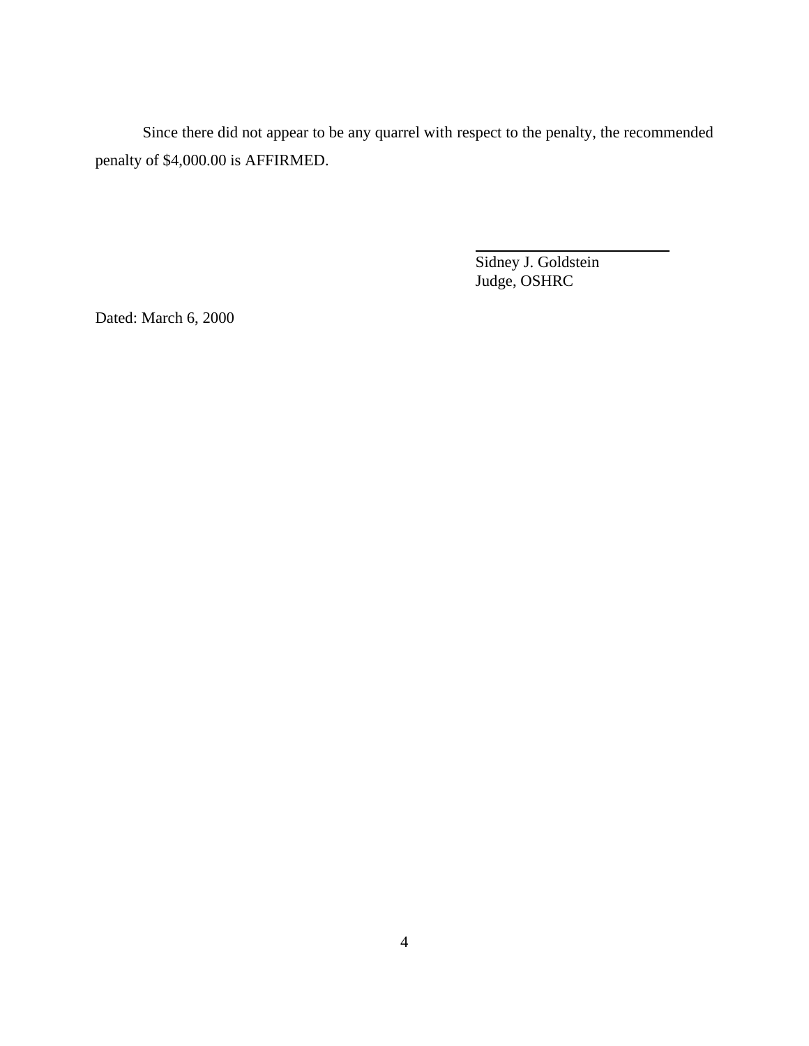Since there did not appear to be any quarrel with respect to the penalty, the recommended penalty of $4,000.00 is AFFIRMED.

Sidney J. Goldstein
Judge, OSHRC

Dated: March 6, 2000